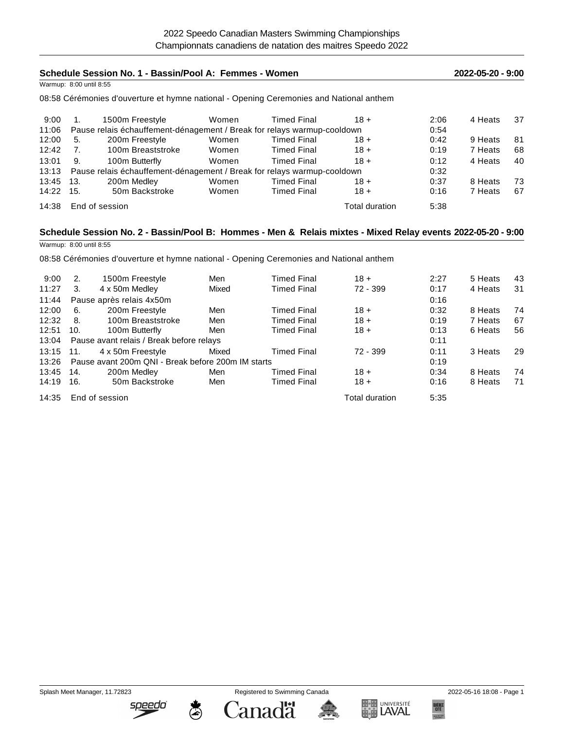# 2022 Speedo Canadian Masters Swimming Championships
## Championnats canadiens de natation des maitres Speedo 2022

### Schedule Session No. 1 - Bassin/Pool A: Femmes - Women — 2022-05-20 - 9:00

Warmup: 8:00 until 8:55

08:58 Cérémonies d'ouverture et hymne national - Opening Ceremonies and National anthem

| Time | No. | Event | Gender | Type | Age | Duration | Heats | Entries |
|---|---|---|---|---|---|---|---|---|
| 9:00 | 1. | 1500m Freestyle | Women | Timed Final | 18 + | 2:06 | 4 Heats | 37 |
| 11:06 | Pause relais échauffement-dénagement / Break for relays warmup-cooldown | | | | | 0:54 | | |
| 12:00 | 5. | 200m Freestyle | Women | Timed Final | 18 + | 0:42 | 9 Heats | 81 |
| 12:42 | 7. | 100m Breaststroke | Women | Timed Final | 18 + | 0:19 | 7 Heats | 68 |
| 13:01 | 9. | 100m Butterfly | Women | Timed Final | 18 + | 0:12 | 4 Heats | 40 |
| 13:13 | Pause relais échauffement-dénagement / Break for relays warmup-cooldown | | | | | 0:32 | | |
| 13:45 | 13. | 200m Medley | Women | Timed Final | 18 + | 0:37 | 8 Heats | 73 |
| 14:22 | 15. | 50m Backstroke | Women | Timed Final | 18 + | 0:16 | 7 Heats | 67 |
| 14:38 | End of session | | | | Total duration | 5:38 | | |

### Schedule Session No. 2 - Bassin/Pool B: Hommes - Men & Relais mixtes - Mixed Relay events — 2022-05-20 - 9:00

Warmup: 8:00 until 8:55

08:58 Cérémonies d'ouverture et hymne national - Opening Ceremonies and National anthem

| Time | No. | Event | Gender | Type | Age | Duration | Heats | Entries |
|---|---|---|---|---|---|---|---|---|
| 9:00 | 2. | 1500m Freestyle | Men | Timed Final | 18 + | 2:27 | 5 Heats | 43 |
| 11:27 | 3. | 4 x 50m Medley | Mixed | Timed Final | 72 - 399 | 0:17 | 4 Heats | 31 |
| 11:44 | Pause après relais 4x50m | | | | | 0:16 | | |
| 12:00 | 6. | 200m Freestyle | Men | Timed Final | 18 + | 0:32 | 8 Heats | 74 |
| 12:32 | 8. | 100m Breaststroke | Men | Timed Final | 18 + | 0:19 | 7 Heats | 67 |
| 12:51 | 10. | 100m Butterfly | Men | Timed Final | 18 + | 0:13 | 6 Heats | 56 |
| 13:04 | Pause avant relais / Break before relays | | | | | 0:11 | | |
| 13:15 | 11. | 4 x 50m Freestyle | Mixed | Timed Final | 72 - 399 | 0:11 | 3 Heats | 29 |
| 13:26 | Pause avant 200m QNI - Break before 200m IM starts | | | | | 0:19 | | |
| 13:45 | 14. | 200m Medley | Men | Timed Final | 18 + | 0:34 | 8 Heats | 74 |
| 14:19 | 16. | 50m Backstroke | Men | Timed Final | 18 + | 0:16 | 8 Heats | 71 |
| 14:35 | End of session | | | | Total duration | 5:35 | | |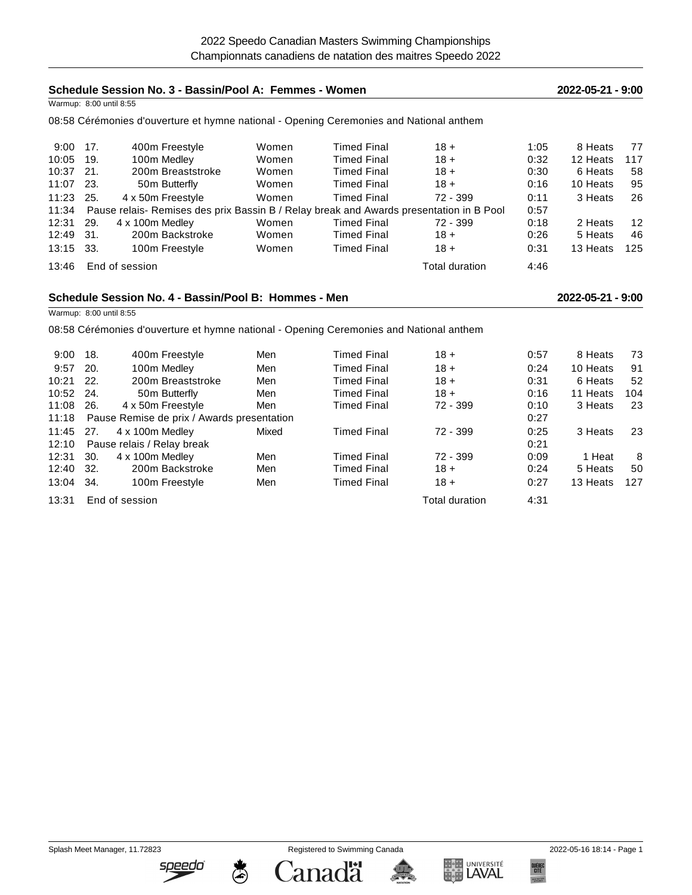# 2022 Speedo Canadian Masters Swimming Championships
## Championnats canadiens de natation des maitres Speedo 2022

### Schedule Session No. 3 - Bassin/Pool A: Femmes - Women — 2022-05-21 - 9:00

Warmup: 8:00 until 8:55

08:58 Cérémonies d'ouverture et hymne national - Opening Ceremonies and National anthem

| Time | No. | Event | Gender | Type | Age | Duration | Heats | Entries |
|---|---|---|---|---|---|---|---|---|
| 9:00 | 17. | 400m Freestyle | Women | Timed Final | 18 + | 1:05 | 8 Heats | 77 |
| 10:05 | 19. | 100m Medley | Women | Timed Final | 18 + | 0:32 | 12 Heats | 117 |
| 10:37 | 21. | 200m Breaststroke | Women | Timed Final | 18 + | 0:30 | 6 Heats | 58 |
| 11:07 | 23. | 50m Butterfly | Women | Timed Final | 18 + | 0:16 | 10 Heats | 95 |
| 11:23 | 25. | 4 x 50m Freestyle | Women | Timed Final | 72 - 399 | 0:11 | 3 Heats | 26 |
| 11:34 | | Pause relais- Remises des prix Bassin B / Relay break and Awards presentation in B Pool | | | | 0:57 | | |
| 12:31 | 29. | 4 x 100m Medley | Women | Timed Final | 72 - 399 | 0:18 | 2 Heats | 12 |
| 12:49 | 31. | 200m Backstroke | Women | Timed Final | 18 + | 0:26 | 5 Heats | 46 |
| 13:15 | 33. | 100m Freestyle | Women | Timed Final | 18 + | 0:31 | 13 Heats | 125 |
| 13:46 | | End of session | | | Total duration | 4:46 | | |

### Schedule Session No. 4 - Bassin/Pool B: Hommes - Men — 2022-05-21 - 9:00

Warmup: 8:00 until 8:55

08:58 Cérémonies d'ouverture et hymne national - Opening Ceremonies and National anthem

| Time | No. | Event | Gender | Type | Age | Duration | Heats | Entries |
|---|---|---|---|---|---|---|---|---|
| 9:00 | 18. | 400m Freestyle | Men | Timed Final | 18 + | 0:57 | 8 Heats | 73 |
| 9:57 | 20. | 100m Medley | Men | Timed Final | 18 + | 0:24 | 10 Heats | 91 |
| 10:21 | 22. | 200m Breaststroke | Men | Timed Final | 18 + | 0:31 | 6 Heats | 52 |
| 10:52 | 24. | 50m Butterfly | Men | Timed Final | 18 + | 0:16 | 11 Heats | 104 |
| 11:08 | 26. | 4 x 50m Freestyle | Men | Timed Final | 72 - 399 | 0:10 | 3 Heats | 23 |
| 11:18 | | Pause Remise de prix / Awards presentation | | | | 0:27 | | |
| 11:45 | 27. | 4 x 100m Medley | Mixed | Timed Final | 72 - 399 | 0:25 | 3 Heats | 23 |
| 12:10 | | Pause relais / Relay break | | | | 0:21 | | |
| 12:31 | 30. | 4 x 100m Medley | Men | Timed Final | 72 - 399 | 0:09 | 1 Heat | 8 |
| 12:40 | 32. | 200m Backstroke | Men | Timed Final | 18 + | 0:24 | 5 Heats | 50 |
| 13:04 | 34. | 100m Freestyle | Men | Timed Final | 18 + | 0:27 | 13 Heats | 127 |
| 13:31 | | End of session | | | Total duration | 4:31 | | |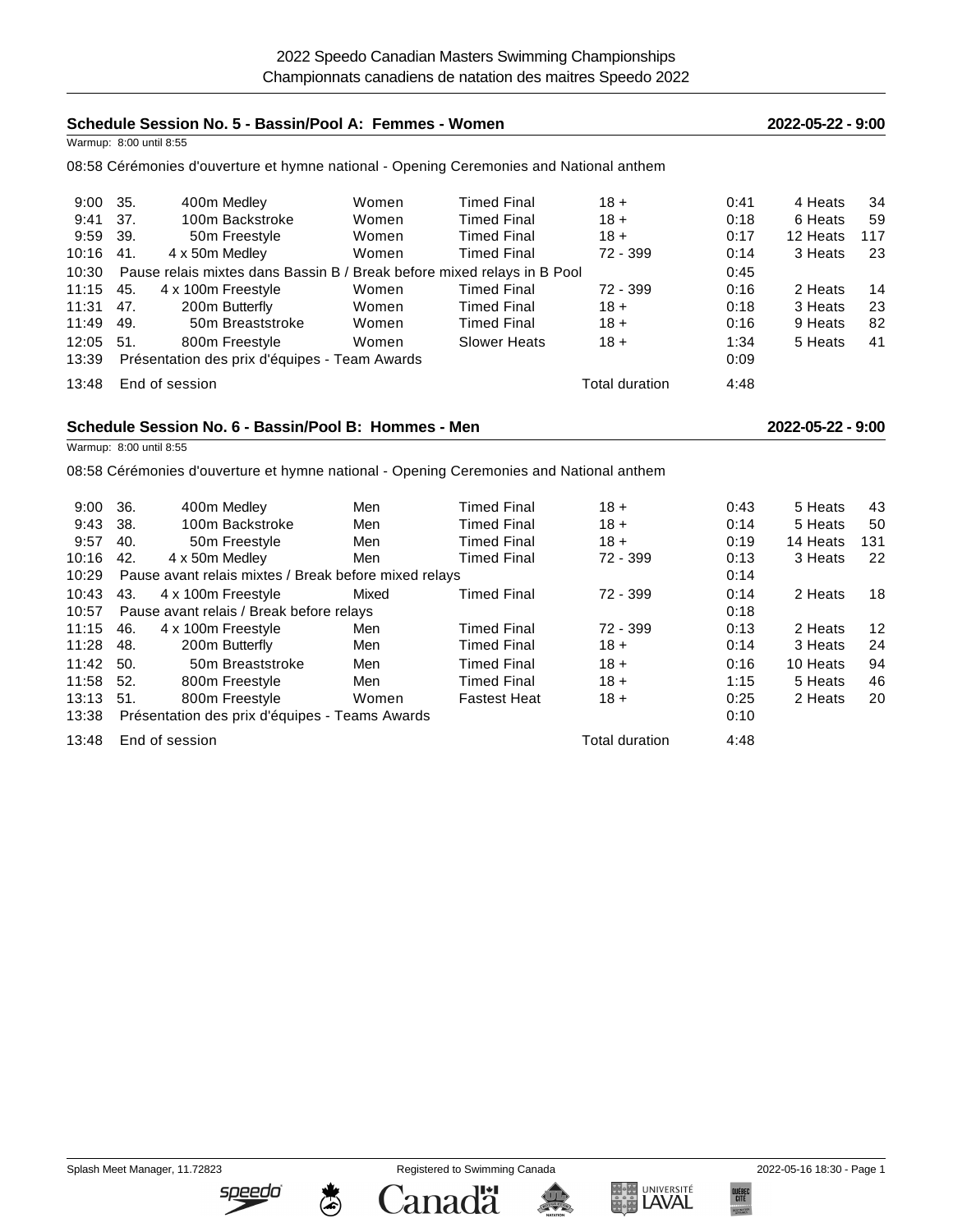2022 Speedo Canadian Masters Swimming Championships
Championnats canadiens de natation des maitres Speedo 2022

### Schedule Session No. 5 - Bassin/Pool A: Femmes - Women — 2022-05-22 - 9:00

Warmup: 8:00 until 8:55

08:58 Cérémonies d'ouverture et hymne national - Opening Ceremonies and National anthem

| | | | | | | | | |
|---|---|---|---|---|---|---|---|---|
| 9:00 | 35. | 400m Medley | Women | Timed Final | 18 + | 0:41 | 4 Heats | 34 |
| 9:41 | 37. | 100m Backstroke | Women | Timed Final | 18 + | 0:18 | 6 Heats | 59 |
| 9:59 | 39. | 50m Freestyle | Women | Timed Final | 18 + | 0:17 | 12 Heats | 117 |
| 10:16 | 41. | 4 x 50m Medley | Women | Timed Final | 72 - 399 | 0:14 | 3 Heats | 23 |
| 10:30 | Pause relais mixtes dans Bassin B / Break before mixed relays in B Pool | | | | | 0:45 | | |
| 11:15 | 45. | 4 x 100m Freestyle | Women | Timed Final | 72 - 399 | 0:16 | 2 Heats | 14 |
| 11:31 | 47. | 200m Butterfly | Women | Timed Final | 18 + | 0:18 | 3 Heats | 23 |
| 11:49 | 49. | 50m Breaststroke | Women | Timed Final | 18 + | 0:16 | 9 Heats | 82 |
| 12:05 | 51. | 800m Freestyle | Women | Slower Heats | 18 + | 1:34 | 5 Heats | 41 |
| 13:39 | Présentation des prix d'équipes - Team Awards | | | | | 0:09 | | |
| 13:48 | End of session | | | | Total duration | 4:48 | | |

### Schedule Session No. 6 - Bassin/Pool B: Hommes - Men — 2022-05-22 - 9:00

Warmup: 8:00 until 8:55

08:58 Cérémonies d'ouverture et hymne national - Opening Ceremonies and National anthem

| | | | | | | | | |
|---|---|---|---|---|---|---|---|---|
| 9:00 | 36. | 400m Medley | Men | Timed Final | 18 + | 0:43 | 5 Heats | 43 |
| 9:43 | 38. | 100m Backstroke | Men | Timed Final | 18 + | 0:14 | 5 Heats | 50 |
| 9:57 | 40. | 50m Freestyle | Men | Timed Final | 18 + | 0:19 | 14 Heats | 131 |
| 10:16 | 42. | 4 x 50m Medley | Men | Timed Final | 72 - 399 | 0:13 | 3 Heats | 22 |
| 10:29 | Pause avant relais mixtes / Break before mixed relays | | | | | 0:14 | | |
| 10:43 | 43. | 4 x 100m Freestyle | Mixed | Timed Final | 72 - 399 | 0:14 | 2 Heats | 18 |
| 10:57 | Pause avant relais / Break before relays | | | | | 0:18 | | |
| 11:15 | 46. | 4 x 100m Freestyle | Men | Timed Final | 72 - 399 | 0:13 | 2 Heats | 12 |
| 11:28 | 48. | 200m Butterfly | Men | Timed Final | 18 + | 0:14 | 3 Heats | 24 |
| 11:42 | 50. | 50m Breaststroke | Men | Timed Final | 18 + | 0:16 | 10 Heats | 94 |
| 11:58 | 52. | 800m Freestyle | Men | Timed Final | 18 + | 1:15 | 5 Heats | 46 |
| 13:13 | 51. | 800m Freestyle | Women | Fastest Heat | 18 + | 0:25 | 2 Heats | 20 |
| 13:38 | Présentation des prix d'équipes - Teams Awards | | | | | 0:10 | | |
| 13:48 | End of session | | | | Total duration | 4:48 | | |

Splash Meet Manager, 11.72823 — Registered to Swimming Canada — 2022-05-16 18:30